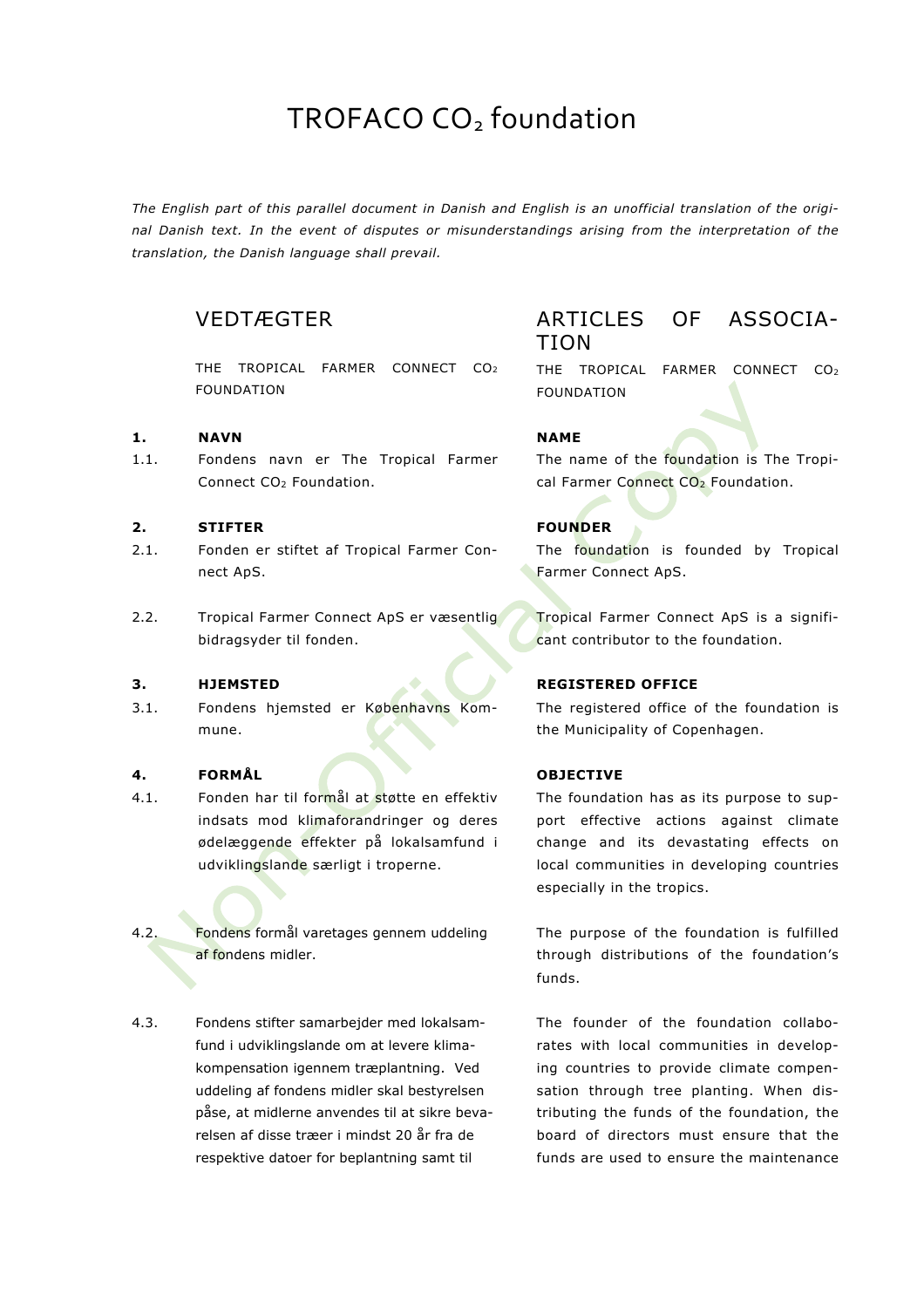# TROFACO $CO_2$ foundation

*The English part of this parallel document in Danish and English is an unofficial translation of the original Danish text. In the event of disputes or misunderstandings arising from the interpretation of the translation, the Danish language shall prevail.*

## VEDTÆGTER

THE TROPICAL FARMER CONNECT $CO_2$ FOUNDATION

**1. NAVN**

1.1. Fondens navn er The Tropical Farmer Connect $CO_2$ Foundation.

**2. STIFTER**

2.1. Fonden er stiftet af Tropical Farmer Connect ApS.

2.2. Tropical Farmer Connect ApS er væsentlig bidragsyder til fonden.

**3. HJEMSTED**

3.1. Fondens hjemsted er Københavns Kommune.

**4. FORMÅL**

4.1. Fonden har til formål at støtte en effektiv indsats mod klimaforandringer og deres ødelæggende effekter på lokalsamfund i udviklingslande særligt i troperne.

4.2. Fondens formål varetages gennem uddeling af fondens midler.

4.3. Fondens stifter samarbejder med lokalsamfund i udviklingslande om at levere klimakompensation igennem træplantning. Ved uddeling af fondens midler skal bestyrelsen påse, at midlerne anvendes til at sikre bevarelsen af disse træer i mindst 20 år fra de respektive datoer for beplantning samt til

## ARTICLES OF ASSOCIATION

THE TROPICAL FARMER CONNECT $CO_2$ FOUNDATION

**NAME**

The name of the foundation is The Tropical Farmer Connect $CO_2$ Foundation.

**FOUNDER**

The foundation is founded by Tropical Farmer Connect ApS.

Tropical Farmer Connect ApS is a significant contributor to the foundation.

**REGISTERED OFFICE**

The registered office of the foundation is the Municipality of Copenhagen.

**OBJECTIVE**

The foundation has as its purpose to support effective actions against climate change and its devastating effects on local communities in developing countries especially in the tropics.

The purpose of the foundation is fulfilled through distributions of the foundation's funds.

The founder of the foundation collaborates with local communities in developing countries to provide climate compensation through tree planting. When distributing the funds of the foundation, the board of directors must ensure that the funds are used to ensure the maintenance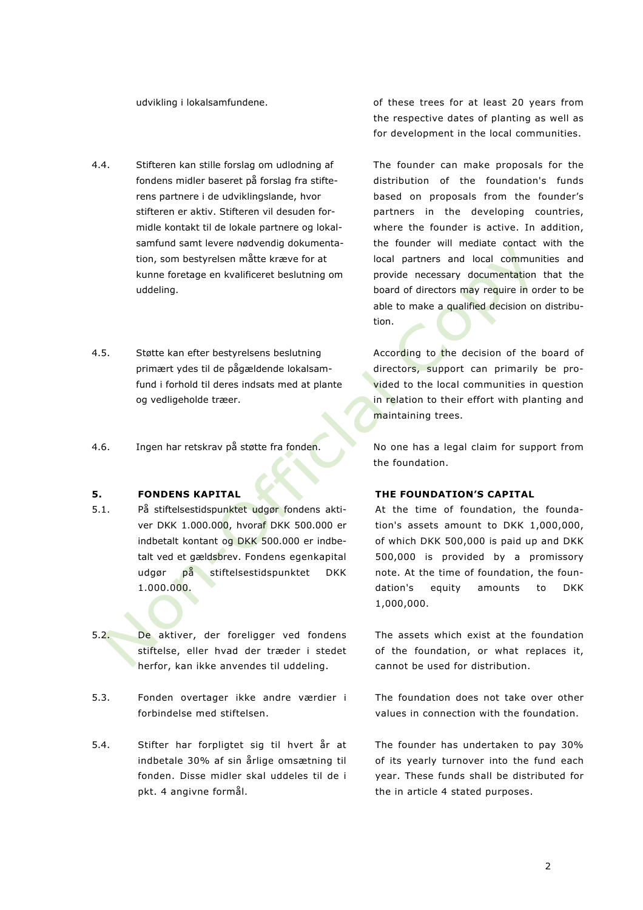udvikling i lokalsamfundene.

of these trees for at least 20 years from the respective dates of planting as well as for development in the local communities.

4.4. Stifteren kan stille forslag om udlodning af fondens midler baseret på forslag fra stifterens partnere i de udviklingslande, hvor stifteren er aktiv. Stifteren vil desuden formidle kontakt til de lokale partnere og lokalsamfund samt levere nødvendig dokumentation, som bestyrelsen måtte kræve for at kunne foretage en kvalificeret beslutning om uddeling.

The founder can make proposals for the distribution of the foundation's funds based on proposals from the founder's partners in the developing countries, where the founder is active. In addition, the founder will mediate contact with the local partners and local communities and provide necessary documentation that the board of directors may require in order to be able to make a qualified decision on distribution.

4.5. Støtte kan efter bestyrelsens beslutning primært ydes til de pågældende lokalsamfund i forhold til deres indsats med at plante og vedligeholde træer.

According to the decision of the board of directors, support can primarily be provided to the local communities in question in relation to their effort with planting and maintaining trees.

4.6. Ingen har retskrav på støtte fra fonden.

No one has a legal claim for support from the foundation.

## 5. FONDENS KAPITAL

## THE FOUNDATION'S CAPITAL

5.1. På stiftelsestidspunktet udgør fondens aktiver DKK 1.000.000, hvoraf DKK 500.000 er indbetalt kontant og DKK 500.000 er indbetalt ved et gældsbrev. Fondens egenkapital udgør på stiftelsestidspunktet DKK 1.000.000.

At the time of foundation, the foundation's assets amount to DKK 1,000,000, of which DKK 500,000 is paid up and DKK 500,000 is provided by a promissory note. At the time of foundation, the foundation's equity amounts to DKK 1,000,000.

5.2. De aktiver, der foreligger ved fondens stiftelse, eller hvad der træder i stedet herfor, kan ikke anvendes til uddeling.

The assets which exist at the foundation of the foundation, or what replaces it, cannot be used for distribution.

5.3. Fonden overtager ikke andre værdier i forbindelse med stiftelsen.

The foundation does not take over other values in connection with the foundation.

5.4. Stifter har forpligtet sig til hvert år at indbetale 30% af sin årlige omsætning til fonden. Disse midler skal uddeles til de i pkt. 4 angivne formål.

The founder has undertaken to pay 30% of its yearly turnover into the fund each year. These funds shall be distributed for the in article 4 stated purposes.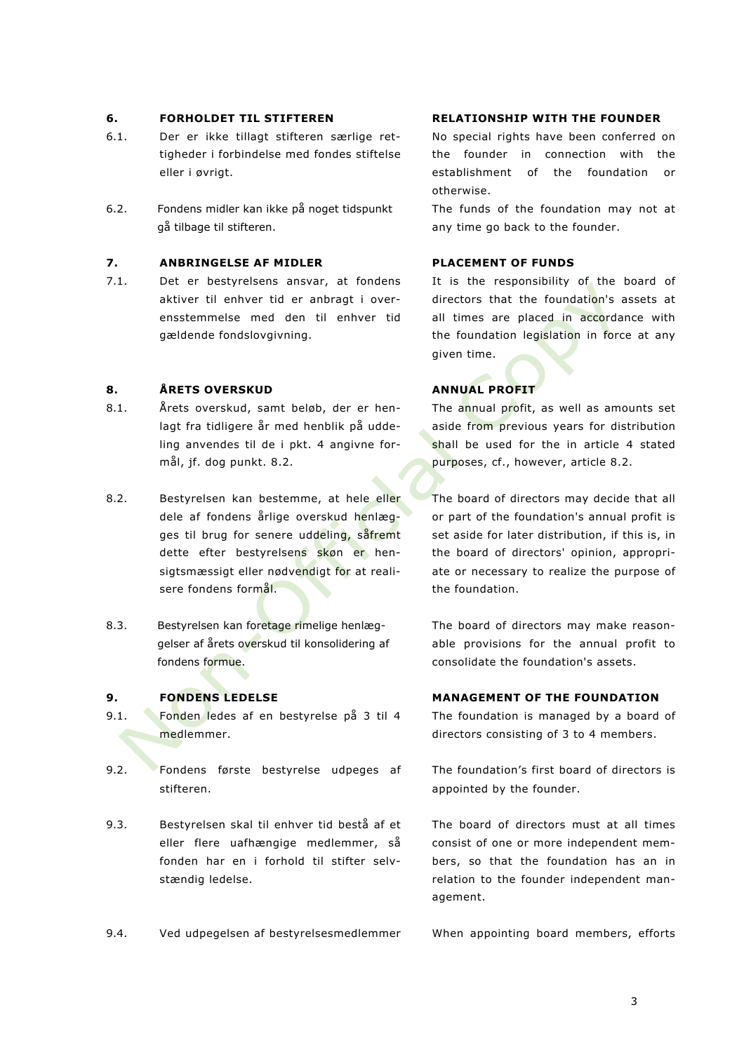| | | |
|---|---|---|
| **6.** | **FORHOLDET TIL STIFTEREN** | **RELATIONSHIP WITH THE FOUNDER** |
| 6.1. | Der er ikke tillagt stifteren særlige rettigheder i forbindelse med fondes stiftelse eller i øvrigt. | No special rights have been conferred on the founder in connection with the establishment of the foundation or otherwise. |
| 6.2. | Fondens midler kan ikke på noget tidspunkt gå tilbage til stifteren. | The funds of the foundation may not at any time go back to the founder. |
| **7.** | **ANBRINGELSE AF MIDLER** | **PLACEMENT OF FUNDS** |
| 7.1. | Det er bestyrelsens ansvar, at fondens aktiver til enhver tid er anbragt i overensstemmelse med den til enhver tid gældende fondslovgivning. | It is the responsibility of the board of directors that the foundation's assets at all times are placed in accordance with the foundation legislation in force at any given time. |
| **8.** | **ÅRETS OVERSKUD** | **ANNUAL PROFIT** |
| 8.1. | Årets overskud, samt beløb, der er henlagt fra tidligere år med henblik på uddeling anvendes til de i pkt. 4 angivne formål, jf. dog punkt. 8.2. | The annual profit, as well as amounts set aside from previous years for distribution shall be used for the in article 4 stated purposes, cf., however, article 8.2. |
| 8.2. | Bestyrelsen kan bestemme, at hele eller dele af fondens årlige overskud henlægges til brug for senere uddeling, såfremt dette efter bestyrelsens skøn er hensigtsmæssigt eller nødvendigt for at realisere fondens formål. | The board of directors may decide that all or part of the foundation's annual profit is set aside for later distribution, if this is, in the board of directors' opinion, appropriate or necessary to realize the purpose of the foundation. |
| 8.3. | Bestyrelsen kan foretage rimelige henlæggelser af årets overskud til konsolidering af fondens formue. | The board of directors may make reasonable provisions for the annual profit to consolidate the foundation's assets. |
| **9.** | **FONDENS LEDELSE** | **MANAGEMENT OF THE FOUNDATION** |
| 9.1. | Fonden ledes af en bestyrelse på 3 til 4 medlemmer. | The foundation is managed by a board of directors consisting of 3 to 4 members. |
| 9.2. | Fondens første bestyrelse udpeges af stifteren. | The foundation's first board of directors is appointed by the founder. |
| 9.3. | Bestyrelsen skal til enhver tid bestå af et eller flere uafhængige medlemmer, så fonden har en i forhold til stifter selvstændig ledelse. | The board of directors must at all times consist of one or more independent members, so that the foundation has an in relation to the founder independent management. |
| 9.4. | Ved udpegelsen af bestyrelsesmedlemmer | When appointing board members, efforts |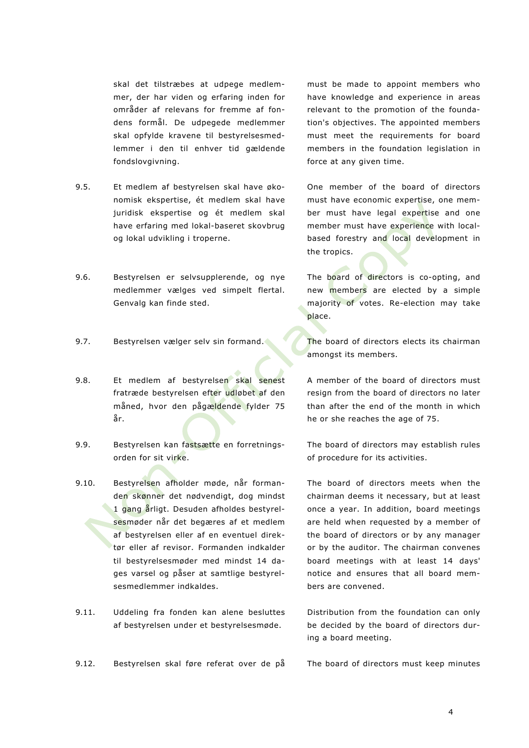| | | |
|---|---|---|
| | skal det tilstræbes at udpege medlemmer, der har viden og erfaring inden for områder af relevans for fremme af fondens formål. De udpegede medlemmer skal opfylde kravene til bestyrelsesmedlemmer i den til enhver tid gældende fondslovgivning. | must be made to appoint members who have knowledge and experience in areas relevant to the promotion of the foundation's objectives. The appointed members must meet the requirements for board members in the foundation legislation in force at any given time. |
| 9.5. | Et medlem af bestyrelsen skal have økonomisk ekspertise, ét medlem skal have juridisk ekspertise og ét medlem skal have erfaring med lokal-baseret skovbrug og lokal udvikling i troperne. | One member of the board of directors must have economic expertise, one member must have legal expertise and one member must have experience with local-based forestry and local development in the tropics. |
| 9.6. | Bestyrelsen er selvsupplerende, og nye medlemmer vælges ved simpelt flertal. Genvalg kan finde sted. | The board of directors is co-opting, and new members are elected by a simple majority of votes. Re-election may take place. |
| 9.7. | Bestyrelsen vælger selv sin formand. | The board of directors elects its chairman amongst its members. |
| 9.8. | Et medlem af bestyrelsen skal senest fratræde bestyrelsen efter udløbet af den måned, hvor den pågældende fylder 75 år. | A member of the board of directors must resign from the board of directors no later than after the end of the month in which he or she reaches the age of 75. |
| 9.9. | Bestyrelsen kan fastsætte en forretningsorden for sit virke. | The board of directors may establish rules of procedure for its activities. |
| 9.10. | Bestyrelsen afholder møde, når formanden skønner det nødvendigt, dog mindst 1 gang årligt. Desuden afholdes bestyrelsesmøder når det begæres af et medlem af bestyrelsen eller af en eventuel direktør eller af revisor. Formanden indkalder til bestyrelsesmøder med mindst 14 dages varsel og påser at samtlige bestyrelsesmedlemmer indkaldes. | The board of directors meets when the chairman deems it necessary, but at least once a year. In addition, board meetings are held when requested by a member of the board of directors or by any manager or by the auditor. The chairman convenes board meetings with at least 14 days' notice and ensures that all board members are convened. |
| 9.11. | Uddeling fra fonden kan alene besluttes af bestyrelsen under et bestyrelsesmøde. | Distribution from the foundation can only be decided by the board of directors during a board meeting. |
| 9.12. | Bestyrelsen skal føre referat over de på | The board of directors must keep minutes |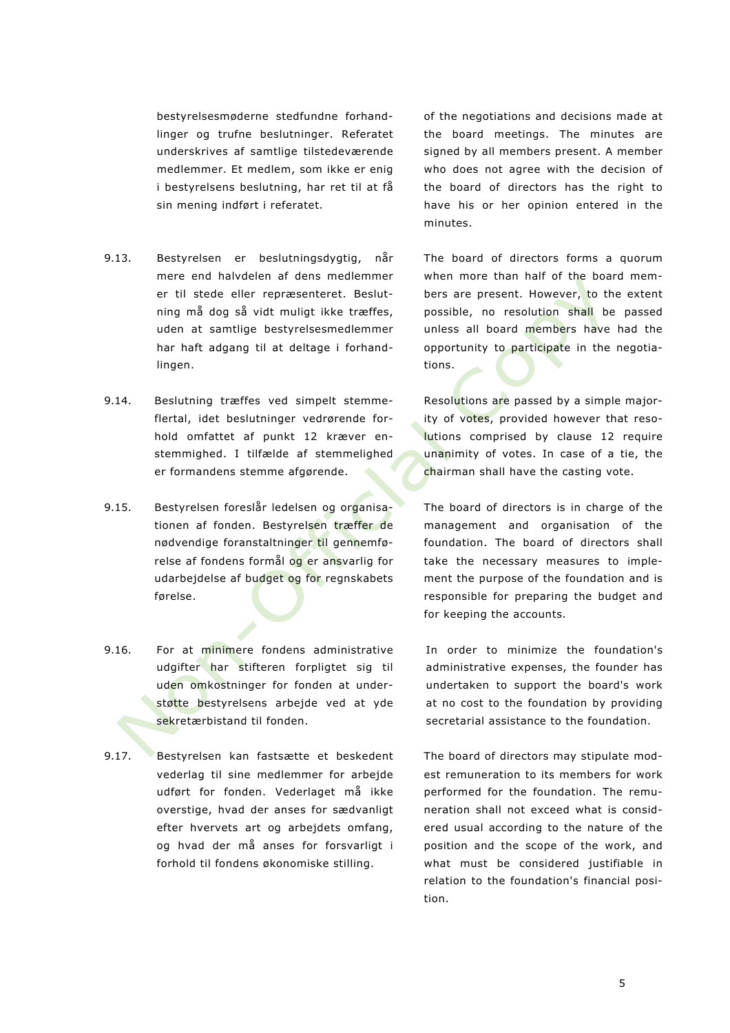bestyrelsesmøderne stedfundne forhandlinger og trufne beslutninger. Referatet underskrives af samtlige tilstedeværende medlemmer. Et medlem, som ikke er enig i bestyrelsens beslutning, har ret til at få sin mening indført i referatet.

of the negotiations and decisions made at the board meetings. The minutes are signed by all members present. A member who does not agree with the decision of the board of directors has the right to have his or her opinion entered in the minutes.

9.13. Bestyrelsen er beslutningsdygtig, når mere end halvdelen af dens medlemmer er til stede eller repræsenteret. Beslutning må dog så vidt muligt ikke træffes, uden at samtlige bestyrelsesmedlemmer har haft adgang til at deltage i forhandlingen.

The board of directors forms a quorum when more than half of the board members are present. However, to the extent possible, no resolution shall be passed unless all board members have had the opportunity to participate in the negotiations.

9.14. Beslutning træffes ved simpelt stemmeflertal, idet beslutninger vedrørende forhold omfattet af punkt 12 kræver enstemmighed. I tilfælde af stemmelighed er formandens stemme afgørende.

Resolutions are passed by a simple majority of votes, provided however that resolutions comprised by clause 12 require unanimity of votes. In case of a tie, the chairman shall have the casting vote.

9.15. Bestyrelsen foreslår ledelsen og organisationen af fonden. Bestyrelsen træffer de nødvendige foranstaltninger til gennemførelse af fondens formål og er ansvarlig for udarbejdelse af budget og for regnskabets førelse.

The board of directors is in charge of the management and organisation of the foundation. The board of directors shall take the necessary measures to implement the purpose of the foundation and is responsible for preparing the budget and for keeping the accounts.

9.16. For at minimere fondens administrative udgifter har stifteren forpligtet sig til uden omkostninger for fonden at understøtte bestyrelsens arbejde ved at yde sekretærbistand til fonden.

In order to minimize the foundation's administrative expenses, the founder has undertaken to support the board's work at no cost to the foundation by providing secretarial assistance to the foundation.

9.17. Bestyrelsen kan fastsætte et beskedent vederlag til sine medlemmer for arbejde udført for fonden. Vederlaget må ikke overstige, hvad der anses for sædvanligt efter hvervets art og arbejdets omfang, og hvad der må anses for forsvarligt i forhold til fondens økonomiske stilling.

The board of directors may stipulate modest remuneration to its members for work performed for the foundation. The remuneration shall not exceed what is considered usual according to the nature of the position and the scope of the work, and what must be considered justifiable in relation to the foundation's financial position.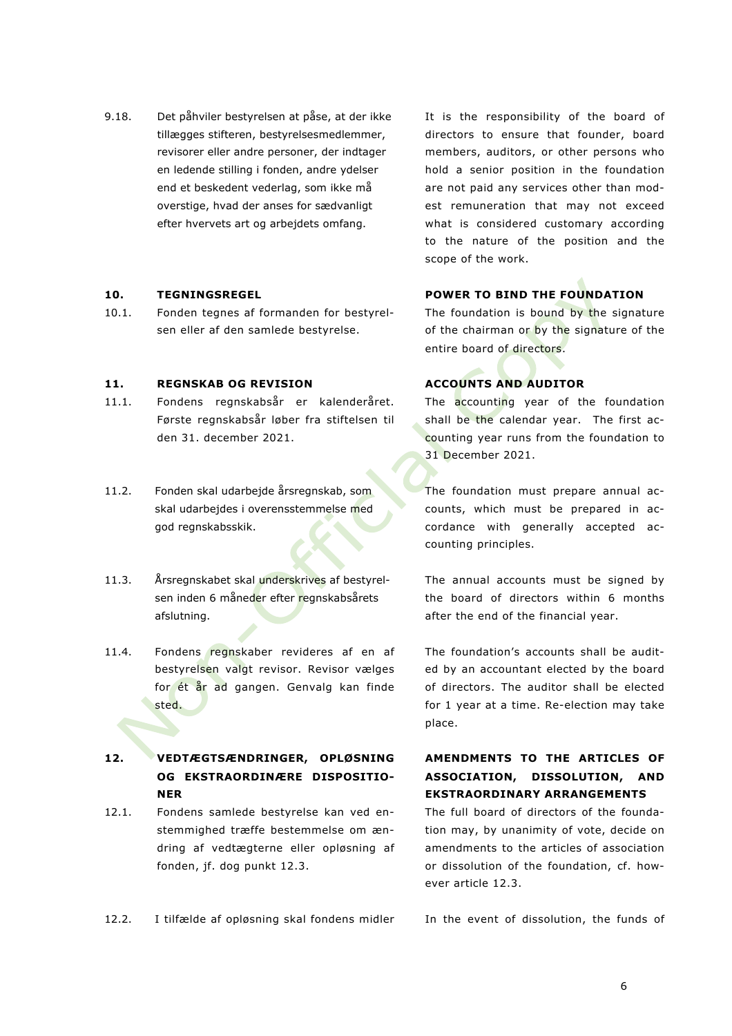9.18. Det påhviler bestyrelsen at påse, at der ikke tillægges stifteren, bestyrelsesmedlemmer, revisorer eller andre personer, der indtager en ledende stilling i fonden, andre ydelser end et beskedent vederlag, som ikke må overstige, hvad der anses for sædvanligt efter hvervets art og arbejdets omfang.

It is the responsibility of the board of directors to ensure that founder, board members, auditors, or other persons who hold a senior position in the foundation are not paid any services other than modest remuneration that may not exceed what is considered customary according to the nature of the position and the scope of the work.

## 10. TEGNINGSREGEL

## POWER TO BIND THE FOUNDATION

10.1. Fonden tegnes af formanden for bestyrelsen eller af den samlede bestyrelse.

The foundation is bound by the signature of the chairman or by the signature of the entire board of directors.

## 11. REGNSKAB OG REVISION

## ACCOUNTS AND AUDITOR

11.1. Fondens regnskabsår er kalenderåret. Første regnskabsår løber fra stiftelsen til den 31. december 2021.

The accounting year of the foundation shall be the calendar year. The first accounting year runs from the foundation to 31 December 2021.

11.2. Fonden skal udarbejde årsregnskab, som skal udarbejdes i overensstemmelse med god regnskabsskik.

The foundation must prepare annual accounts, which must be prepared in accordance with generally accepted accounting principles.

11.3. Årsregnskabet skal underskrives af bestyrelsen inden 6 måneder efter regnskabsårets afslutning.

The annual accounts must be signed by the board of directors within 6 months after the end of the financial year.

11.4. Fondens regnskaber revideres af en af bestyrelsen valgt revisor. Revisor vælges for ét år ad gangen. Genvalg kan finde sted.

The foundation's accounts shall be audited by an accountant elected by the board of directors. The auditor shall be elected for 1 year at a time. Re-election may take place.

## 12. VEDTÆGTSÆNDRINGER, OPLØSNING OG EKSTRAORDINÆRE DISPOSITIONER

## AMENDMENTS TO THE ARTICLES OF ASSOCIATION, DISSOLUTION, AND EKSTRAORDINARY ARRANGEMENTS

12.1. Fondens samlede bestyrelse kan ved enstemmighed træffe bestemmelse om ændring af vedtægterne eller opløsning af fonden, jf. dog punkt 12.3.

The full board of directors of the foundation may, by unanimity of vote, decide on amendments to the articles of association or dissolution of the foundation, cf. however article 12.3.

12.2. I tilfælde af opløsning skal fondens midler

In the event of dissolution, the funds of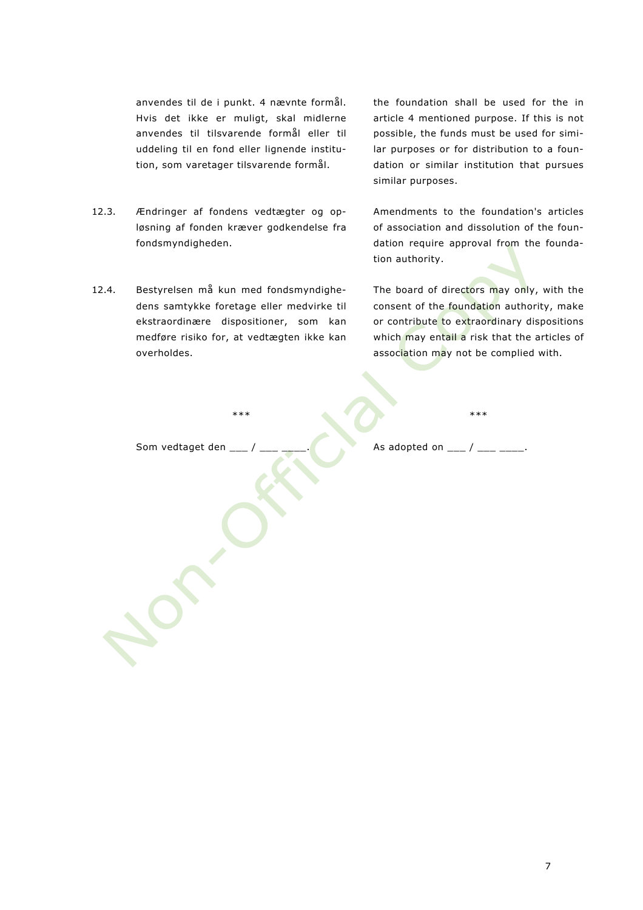anvendes til de i punkt. 4 nævnte formål. Hvis det ikke er muligt, skal midlerne anvendes til tilsvarende formål eller til uddeling til en fond eller lignende institution, som varetager tilsvarende formål.

the foundation shall be used for the in article 4 mentioned purpose. If this is not possible, the funds must be used for similar purposes or for distribution to a foundation or similar institution that pursues similar purposes.

12.3. Ændringer af fondens vedtægter og opløsning af fonden kræver godkendelse fra fondsmyndigheden.

Amendments to the foundation's articles of association and dissolution of the foundation require approval from the foundation authority.

12.4. Bestyrelsen må kun med fondsmyndighedens samtykke foretage eller medvirke til ekstraordinære dispositioner, som kan medføre risiko for, at vedtægten ikke kan overholdes.

The board of directors may only, with the consent of the foundation authority, make or contribute to extraordinary dispositions which may entail a risk that the articles of association may not be complied with.

***

Som vedtaget den ___ / ___ ____.

As adopted on ___ / ___ ____.